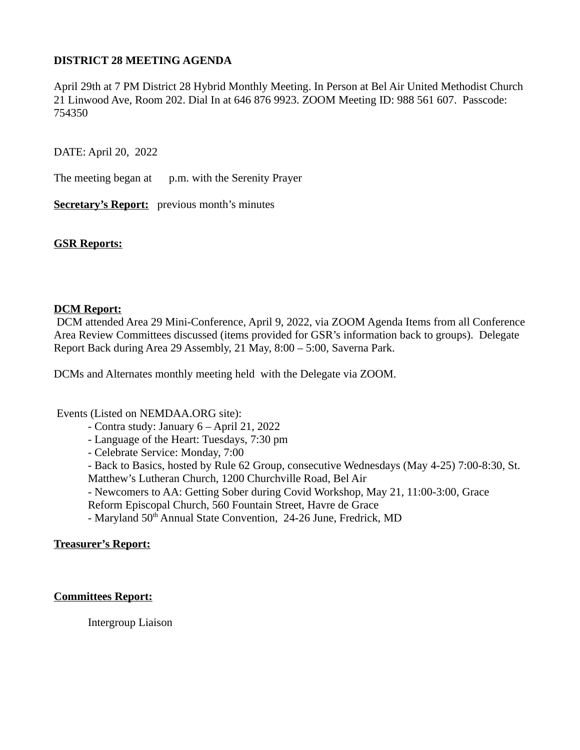**DISTRICT 28 MEETING AGENDA**

April 29th at 7 PM District 28 Hybrid Monthly Meeting. In Person at Bel Air United Methodist Church 21 Linwood Ave, Room 202. Dial In at 646 876 9923. ZOOM Meeting ID: 988 561 607. Passcode: 754350

DATE: April 20, 2022

The meeting began at p.m. with the Serenity Prayer

**Secretary's Report:** previous month's minutes

**GSR Reports:**

**DCM Report:**

DCM attended Area 29 Mini-Conference, April 9, 2022, via ZOOM Agenda Items from all Conference Area Review Committees discussed (items provided for GSR's information back to groups). Delegate Report Back during Area 29 Assembly, 21 May, 8:00 – 5:00, Saverna Park.

DCMs and Alternates monthly meeting held with the Delegate via ZOOM.

Events (Listed on NEMDAA.ORG site):

- Contra study: January 6 – April 21, 2022
- Language of the Heart: Tuesdays, 7:30 pm
- Celebrate Service: Monday, 7:00
- Back to Basics, hosted by Rule 62 Group, consecutive Wednesdays (May 4-25) 7:00-8:30, St. Matthew's Lutheran Church, 1200 Churchville Road, Bel Air
- Newcomers to AA: Getting Sober during Covid Workshop, May 21, 11:00-3:00, Grace Reform Episcopal Church, 560 Fountain Street, Havre de Grace
- Maryland 50th Annual State Convention, 24-26 June, Fredrick, MD

**Treasurer's Report:**

**Committees Report:**

Intergroup Liaison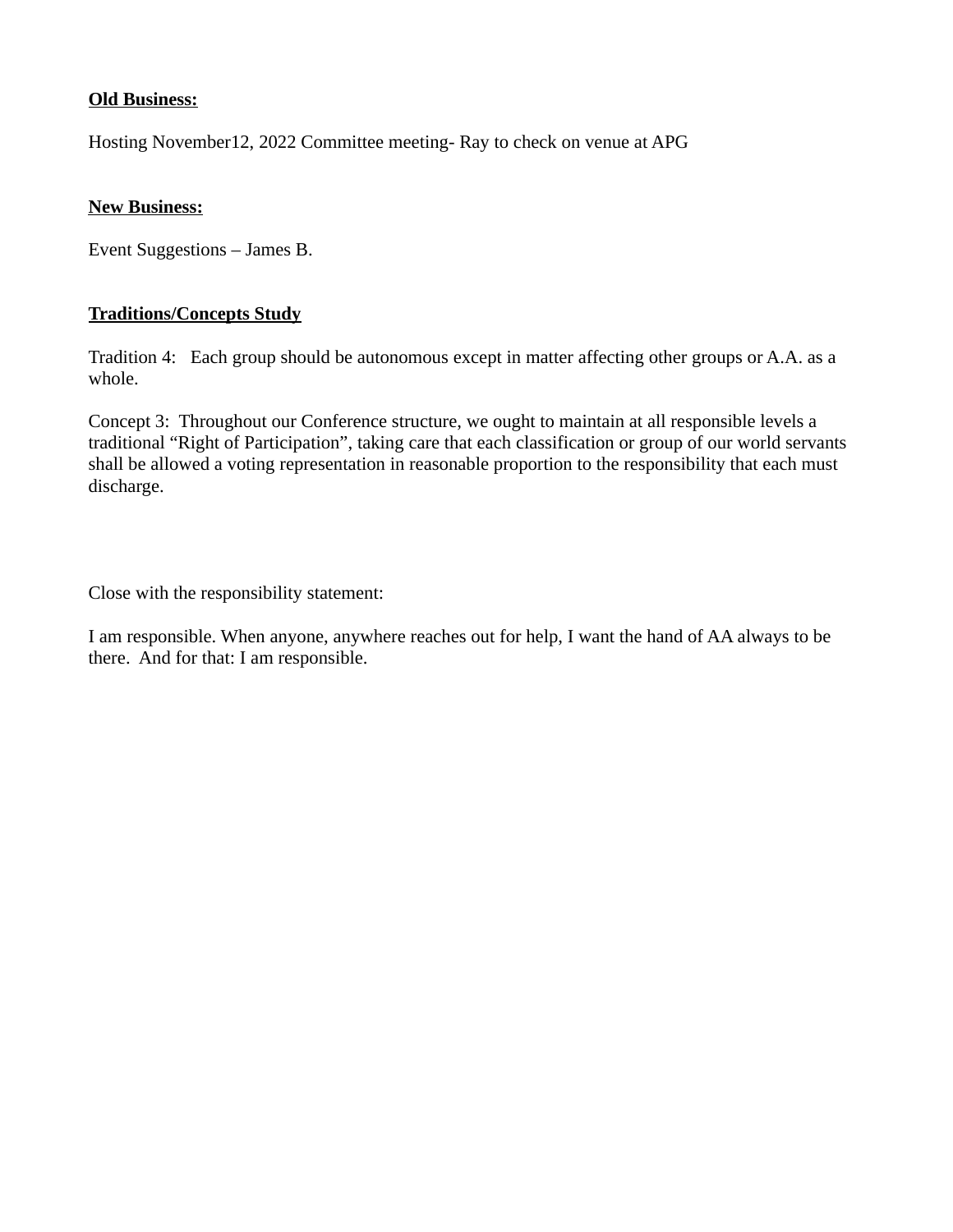**Old Business:**

Hosting November12, 2022 Committee meeting- Ray to check on venue at APG

**New Business:**

Event Suggestions – James B.

**Traditions/Concepts Study**

Tradition 4: Each group should be autonomous except in matter affecting other groups or A.A. as a whole.

Concept 3: Throughout our Conference structure, we ought to maintain at all responsible levels a traditional "Right of Participation", taking care that each classification or group of our world servants shall be allowed a voting representation in reasonable proportion to the responsibility that each must discharge.

Close with the responsibility statement:

I am responsible. When anyone, anywhere reaches out for help, I want the hand of AA always to be there. And for that: I am responsible.